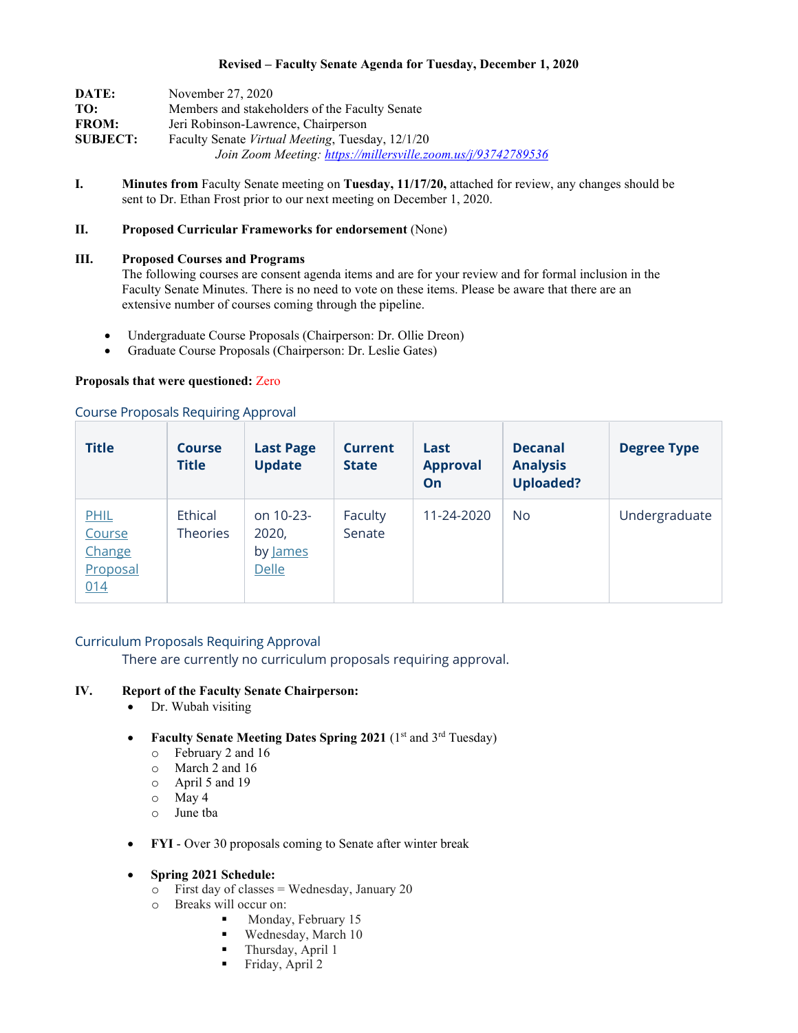**Revised – Faculty Senate Agenda for Tuesday, December 1, 2020**

**DATE:** November 27, 2020
**TO:** Members and stakeholders of the Faculty Senate
**FROM:** Jeri Robinson-Lawrence, Chairperson
**SUBJECT:** Faculty Senate *Virtual Meeting*, Tuesday, 12/1/20
*Join Zoom Meeting: https://millersville.zoom.us/j/93742789536*

**I.** **Minutes from** Faculty Senate meeting on **Tuesday, 11/17/20,** attached for review, any changes should be sent to Dr. Ethan Frost prior to our next meeting on December 1, 2020.

**II.** **Proposed Curricular Frameworks for endorsement** (None)

**III.** **Proposed Courses and Programs**
The following courses are consent agenda items and are for your review and for formal inclusion in the Faculty Senate Minutes. There is no need to vote on these items. Please be aware that there are an extensive number of courses coming through the pipeline.

- Undergraduate Course Proposals (Chairperson: Dr. Ollie Dreon)
- Graduate Course Proposals (Chairperson: Dr. Leslie Gates)

**Proposals that were questioned:** Zero

## Course Proposals Requiring Approval

| Title | Course Title | Last Page Update | Current State | Last Approval On | Decanal Analysis Uploaded? | Degree Type |
|---|---|---|---|---|---|---|
| PHIL Course Change Proposal 014 | Ethical Theories | on 10-23-2020, by James Delle | Faculty Senate | 11-24-2020 | No | Undergraduate |

## Curriculum Proposals Requiring Approval

There are currently no curriculum proposals requiring approval.

**IV.** **Report of the Faculty Senate Chairperson:**

- Dr. Wubah visiting
- **Faculty Senate Meeting Dates Spring 2021** (1st and 3rd Tuesday)
  - February 2 and 16
  - March 2 and 16
  - April 5 and 19
  - May 4
  - June tba
- **FYI** - Over 30 proposals coming to Senate after winter break
- **Spring 2021 Schedule:**
  - First day of classes = Wednesday, January 20
  - Breaks will occur on:
    - Monday, February 15
    - Wednesday, March 10
    - Thursday, April 1
    - Friday, April 2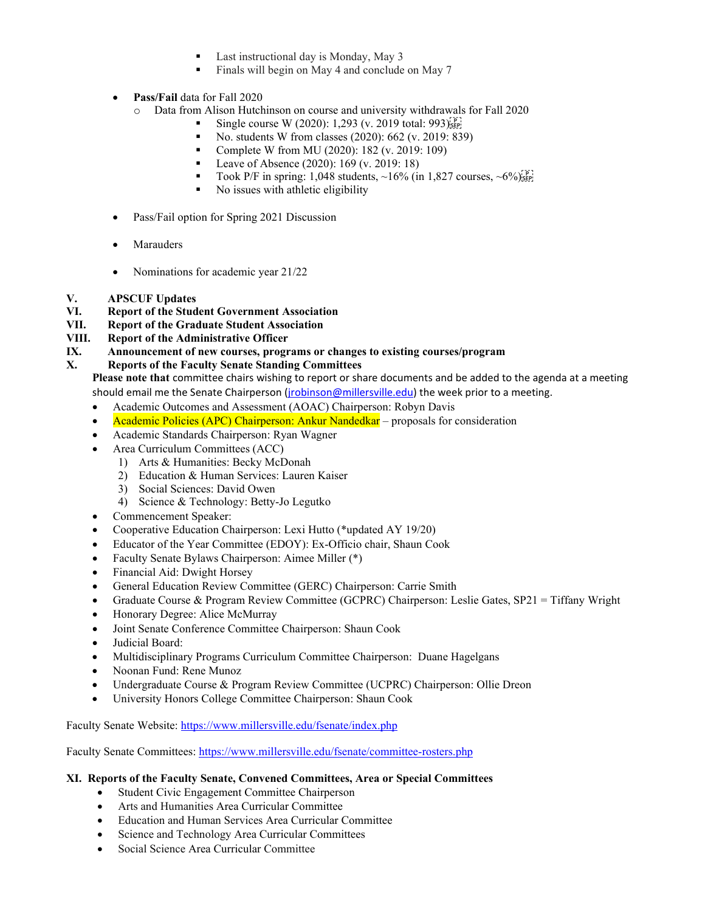- Last instructional day is Monday, May 3
    - Finals will begin on May 4 and conclude on May 7

- **Pass/Fail** data for Fall 2020
  - Data from Alison Hutchinson on course and university withdrawals for Fall 2020
    - Single course W (2020): 1,293 (v. 2019 total: 993)
    - No. students W from classes (2020): 662 (v. 2019: 839)
    - Complete W from MU (2020): 182 (v. 2019: 109)
    - Leave of Absence (2020): 169 (v. 2019: 18)
    - Took P/F in spring: 1,048 students, ~16% (in 1,827 courses, ~6%)
    - No issues with athletic eligibility

- Pass/Fail option for Spring 2021 Discussion

- Marauders

- Nominations for academic year 21/22

**V. APSCUF Updates**

**VI. Report of the Student Government Association**

**VII. Report of the Graduate Student Association**

**VIII. Report of the Administrative Officer**

**IX. Announcement of new courses, programs or changes to existing courses/program**

**X. Reports of the Faculty Senate Standing Committees**

**Please note that** committee chairs wishing to report or share documents and be added to the agenda at a meeting should email me the Senate Chairperson (jrobinson@millersville.edu) the week prior to a meeting.

- Academic Outcomes and Assessment (AOAC) Chairperson: Robyn Davis
- Academic Policies (APC) Chairperson: Ankur Nandedkar – proposals for consideration
- Academic Standards Chairperson: Ryan Wagner
- Area Curriculum Committees (ACC)
  1) Arts & Humanities: Becky McDonah
  2) Education & Human Services: Lauren Kaiser
  3) Social Sciences: David Owen
  4) Science & Technology: Betty-Jo Legutko
- Commencement Speaker:
- Cooperative Education Chairperson: Lexi Hutto (*updated AY 19/20)
- Educator of the Year Committee (EDOY): Ex-Officio chair, Shaun Cook
- Faculty Senate Bylaws Chairperson: Aimee Miller (*)
- Financial Aid: Dwight Horsey
- General Education Review Committee (GERC) Chairperson: Carrie Smith
- Graduate Course & Program Review Committee (GCPRC) Chairperson: Leslie Gates, SP21 = Tiffany Wright
- Honorary Degree: Alice McMurray
- Joint Senate Conference Committee Chairperson: Shaun Cook
- Judicial Board:
- Multidisciplinary Programs Curriculum Committee Chairperson: Duane Hagelgans
- Noonan Fund: Rene Munoz
- Undergraduate Course & Program Review Committee (UCPRC) Chairperson: Ollie Dreon
- University Honors College Committee Chairperson: Shaun Cook

Faculty Senate Website: https://www.millersville.edu/fsenate/index.php

Faculty Senate Committees: https://www.millersville.edu/fsenate/committee-rosters.php

**XI. Reports of the Faculty Senate, Convened Committees, Area or Special Committees**

- Student Civic Engagement Committee Chairperson
- Arts and Humanities Area Curricular Committee
- Education and Human Services Area Curricular Committee
- Science and Technology Area Curricular Committees
- Social Science Area Curricular Committee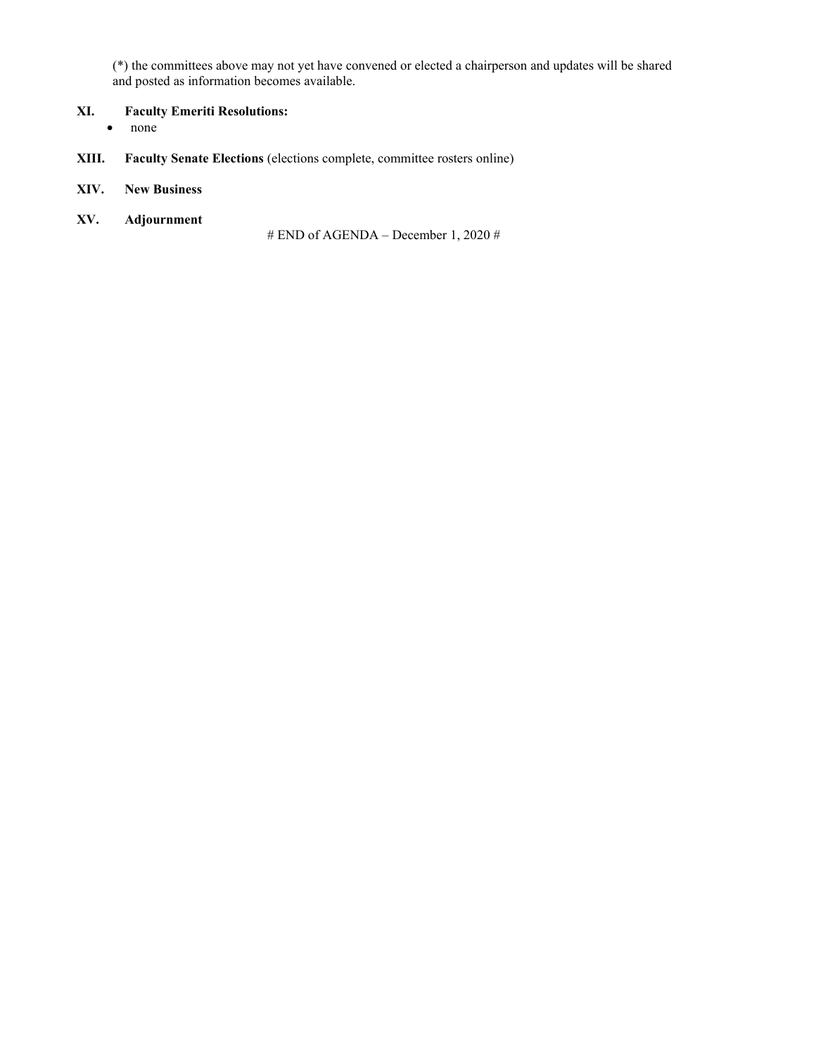(*) the committees above may not yet have convened or elected a chairperson and updates will be shared and posted as information becomes available.

**XI. Faculty Emeriti Resolutions:**

- none

**XIII. Faculty Senate Elections** (elections complete, committee rosters online)

**XIV. New Business**

**XV. Adjournment**

# END of AGENDA – December 1, 2020 #